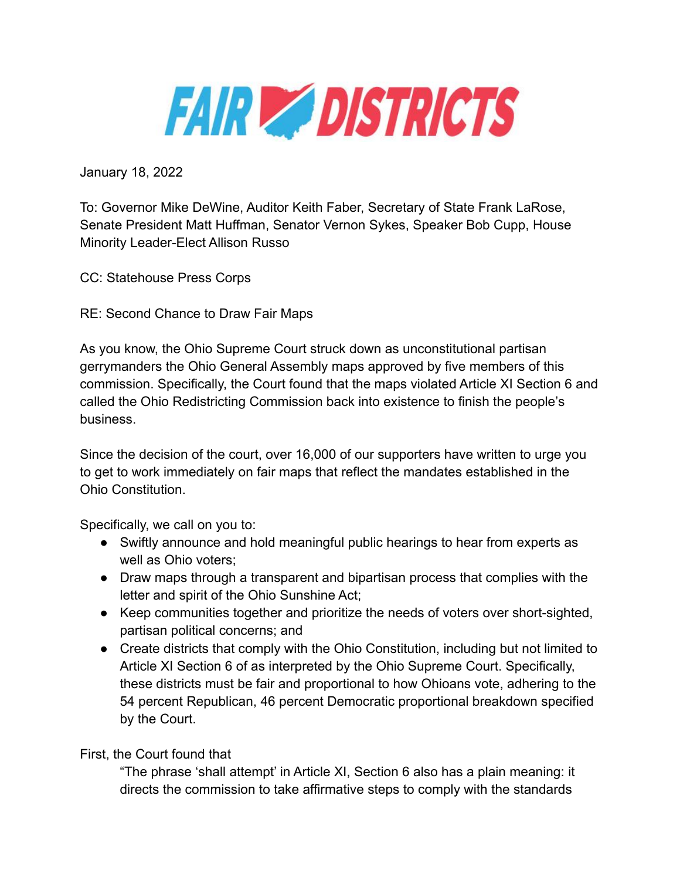FAIR DISTRICTS

January 18, 2022

To: Governor Mike DeWine, Auditor Keith Faber, Secretary of State Frank LaRose, Senate President Matt Huffman, Senator Vernon Sykes, Speaker Bob Cupp, House Minority Leader-Elect Allison Russo

CC: Statehouse Press Corps

RE: Second Chance to Draw Fair Maps

As you know, the Ohio Supreme Court struck down as unconstitutional partisan gerrymanders the Ohio General Assembly maps approved by five members of this commission. Specifically, the Court found that the maps violated Article XI Section 6 and called the Ohio Redistricting Commission back into existence to finish the people's business.

Since the decision of the court, over 16,000 of our supporters have written to urge you to get to work immediately on fair maps that reflect the mandates established in the Ohio Constitution.

Specifically, we call on you to:

- Swiftly announce and hold meaningful public hearings to hear from experts as well as Ohio voters;
- Draw maps through a transparent and bipartisan process that complies with the letter and spirit of the Ohio Sunshine Act;
- Keep communities together and prioritize the needs of voters over short-sighted, partisan political concerns; and
- Create districts that comply with the Ohio Constitution, including but not limited to Article XI Section 6 of as interpreted by the Ohio Supreme Court. Specifically, these districts must be fair and proportional to how Ohioans vote, adhering to the 54 percent Republican, 46 percent Democratic proportional breakdown specified by the Court.

First, the Court found that

> "The phrase 'shall attempt' in Article XI, Section 6 also has a plain meaning: it directs the commission to take affirmative steps to comply with the standards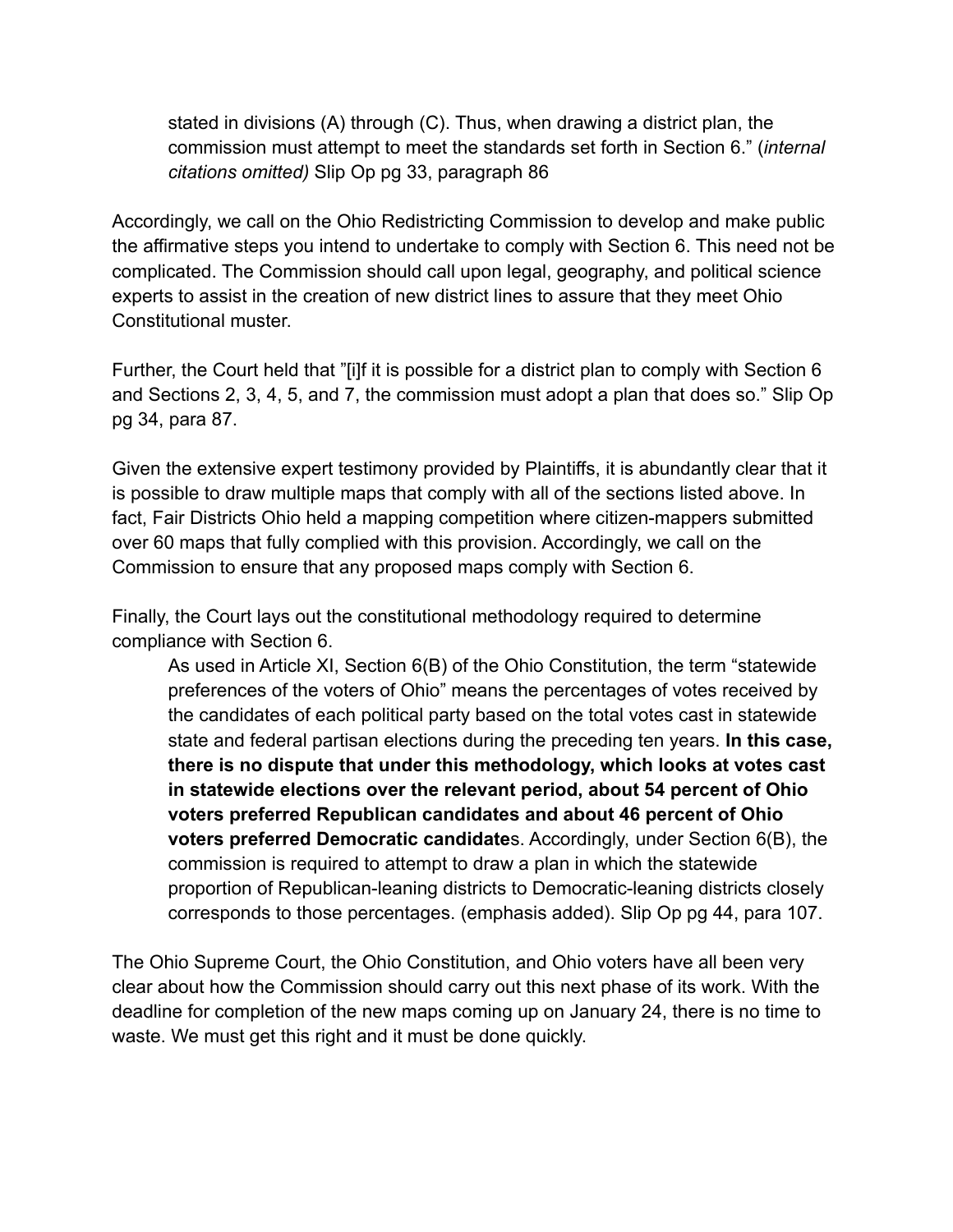> stated in divisions (A) through (C). Thus, when drawing a district plan, the commission must attempt to meet the standards set forth in Section 6." (*internal citations omitted)* Slip Op pg 33, paragraph 86

Accordingly, we call on the Ohio Redistricting Commission to develop and make public the affirmative steps you intend to undertake to comply with Section 6. This need not be complicated. The Commission should call upon legal, geography, and political science experts to assist in the creation of new district lines to assure that they meet Ohio Constitutional muster.

Further, the Court held that "[i]f it is possible for a district plan to comply with Section 6 and Sections 2, 3, 4, 5, and 7, the commission must adopt a plan that does so." Slip Op pg 34, para 87.

Given the extensive expert testimony provided by Plaintiffs, it is abundantly clear that it is possible to draw multiple maps that comply with all of the sections listed above. In fact, Fair Districts Ohio held a mapping competition where citizen-mappers submitted over 60 maps that fully complied with this provision. Accordingly, we call on the Commission to ensure that any proposed maps comply with Section 6.

Finally, the Court lays out the constitutional methodology required to determine compliance with Section 6.

> As used in Article XI, Section 6(B) of the Ohio Constitution, the term "statewide preferences of the voters of Ohio" means the percentages of votes received by the candidates of each political party based on the total votes cast in statewide state and federal partisan elections during the preceding ten years. **In this case, there is no dispute that under this methodology, which looks at votes cast in statewide elections over the relevant period, about 54 percent of Ohio voters preferred Republican candidates and about 46 percent of Ohio voters preferred Democratic candidate**s. Accordingly, under Section 6(B), the commission is required to attempt to draw a plan in which the statewide proportion of Republican-leaning districts to Democratic-leaning districts closely corresponds to those percentages. (emphasis added). Slip Op pg 44, para 107.

The Ohio Supreme Court, the Ohio Constitution, and Ohio voters have all been very clear about how the Commission should carry out this next phase of its work. With the deadline for completion of the new maps coming up on January 24, there is no time to waste. We must get this right and it must be done quickly.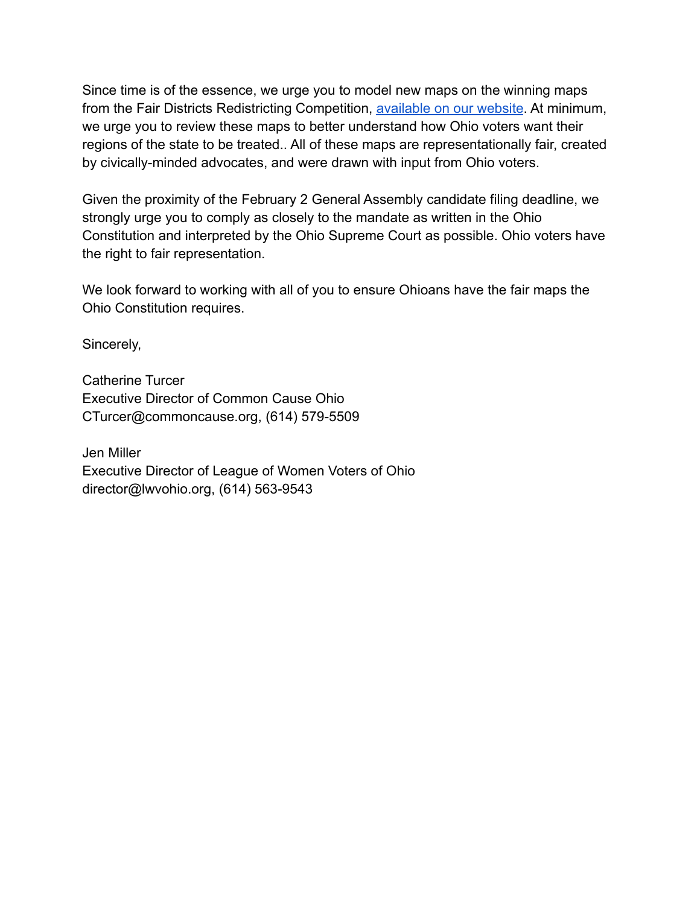Since time is of the essence, we urge you to model new maps on the winning maps from the Fair Districts Redistricting Competition, available on our website. At minimum, we urge you to review these maps to better understand how Ohio voters want their regions of the state to be treated.. All of these maps are representationally fair, created by civically-minded advocates, and were drawn with input from Ohio voters.

Given the proximity of the February 2 General Assembly candidate filing deadline, we strongly urge you to comply as closely to the mandate as written in the Ohio Constitution and interpreted by the Ohio Supreme Court as possible. Ohio voters have the right to fair representation.

We look forward to working with all of you to ensure Ohioans have the fair maps the Ohio Constitution requires.

Sincerely,

Catherine Turcer
Executive Director of Common Cause Ohio
CTurcer@commoncause.org, (614) 579-5509

Jen Miller
Executive Director of League of Women Voters of Ohio
director@lwvohio.org, (614) 563-9543